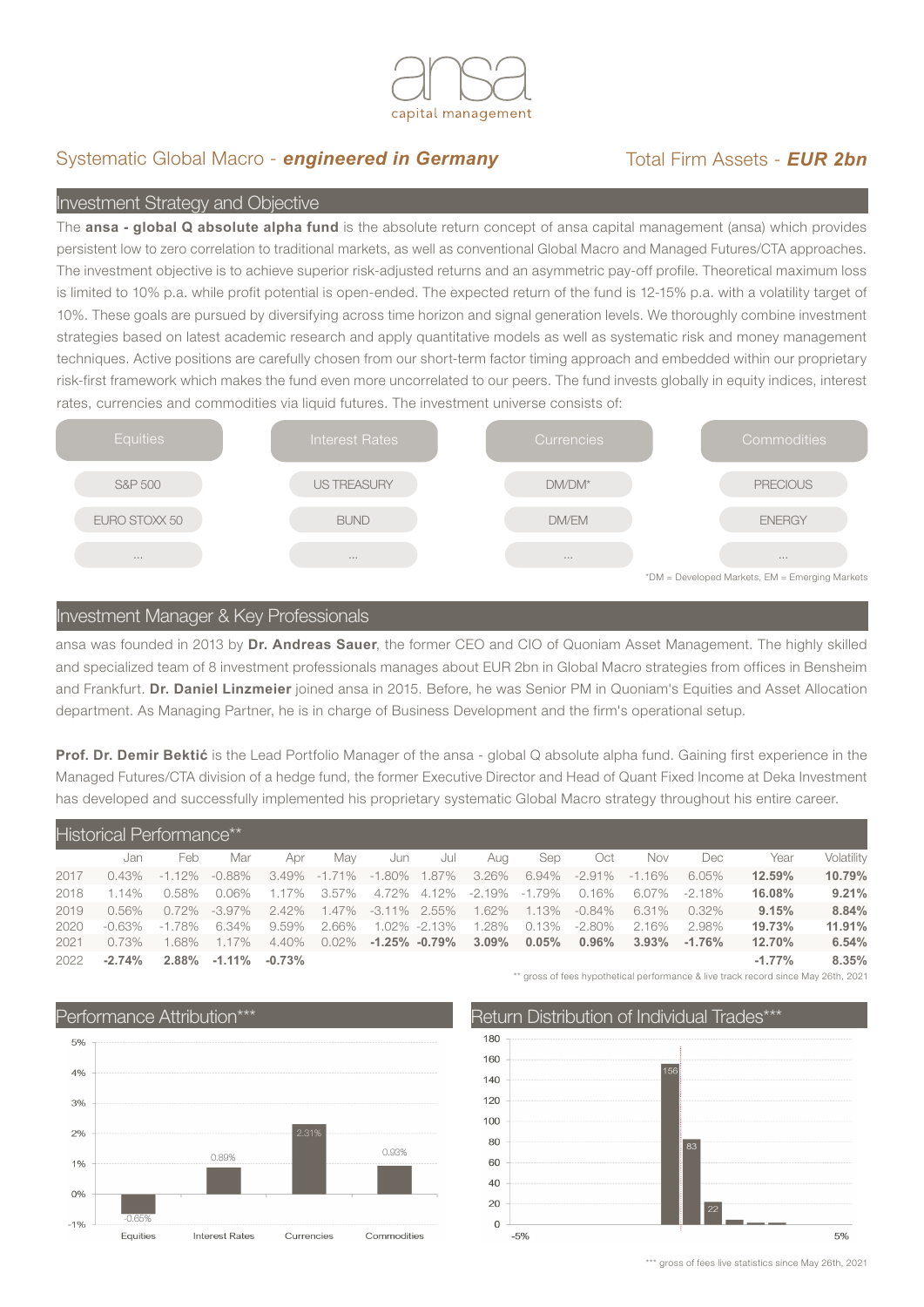ansa capital management

Systematic Global Macro - ***engineered in Germany*** — Total Firm Assets - ***EUR 2bn***

## Investment Strategy and Objective

The **ansa - global Q absolute alpha fund** is the absolute return concept of ansa capital management (ansa) which provides persistent low to zero correlation to traditional markets, as well as conventional Global Macro and Managed Futures/CTA approaches. The investment objective is to achieve superior risk-adjusted returns and an asymmetric pay-off profile. Theoretical maximum loss is limited to 10% p.a. while profit potential is open-ended. The expected return of the fund is 12-15% p.a. with a volatility target of 10%. These goals are pursued by diversifying across time horizon and signal generation levels. We thoroughly combine investment strategies based on latest academic research and apply quantitative models as well as systematic risk and money management techniques. Active positions are carefully chosen from our short-term factor timing approach and embedded within our proprietary risk-first framework which makes the fund even more uncorrelated to our peers. The fund invests globally in equity indices, interest rates, currencies and commodities via liquid futures. The investment universe consists of:

| Equities | Interest Rates | Currencies | Commodities |
|---|---|---|---|
| S&P 500 | US TREASURY | DM/DM* | PRECIOUS |
| EURO STOXX 50 | BUND | DM/EM | ENERGY |
| ... | ... | ... | ... |

*DM = Developed Markets, EM = Emerging Markets

## Investment Manager & Key Professionals

ansa was founded in 2013 by **Dr. Andreas Sauer**, the former CEO and CIO of Quoniam Asset Management. The highly skilled and specialized team of 8 investment professionals manages about EUR 2bn in Global Macro strategies from offices in Bensheim and Frankfurt. **Dr. Daniel Linzmeier** joined ansa in 2015. Before, he was Senior PM in Quoniam's Equities and Asset Allocation department. As Managing Partner, he is in charge of Business Development and the firm's operational setup.

**Prof. Dr. Demir Bektić** is the Lead Portfolio Manager of the ansa - global Q absolute alpha fund. Gaining first experience in the Managed Futures/CTA division of a hedge fund, the former Executive Director and Head of Quant Fixed Income at Deka Investment has developed and successfully implemented his proprietary systematic Global Macro strategy throughout his entire career.

## Historical Performance**

| | Jan | Feb | Mar | Apr | May | Jun | Jul | Aug | Sep | Oct | Nov | Dec | Year | Volatility |
|---|---|---|---|---|---|---|---|---|---|---|---|---|---|---|
| 2017 | 0.43% | -1.12% | -0.88% | 3.49% | -1.71% | -1.80% | 1.87% | 3.26% | 6.94% | -2.91% | -1.16% | 6.05% | **12.59%** | **10.79%** |
| 2018 | 1.14% | 0.58% | 0.06% | 1.17% | 3.57% | 4.72% | 4.12% | -2.19% | -1.79% | 0.16% | 6.07% | -2.18% | **16.08%** | **9.21%** |
| 2019 | 0.56% | 0.72% | -3.97% | 2.42% | 1.47% | -3.11% | 2.55% | 1.62% | 1.13% | -0.84% | 6.31% | 0.32% | **9.15%** | **8.84%** |
| 2020 | -0.63% | -1.78% | 6.34% | 9.59% | 2.66% | 1.02% | -2.13% | 1.28% | 0.13% | -2.80% | 2.16% | 2.98% | **19.73%** | **11.91%** |
| 2021 | 0.73% | 1.68% | 1.17% | 4.40% | 0.02% | **-1.25%** | **-0.79%** | **3.09%** | **0.05%** | **0.96%** | **3.93%** | **-1.76%** | **12.70%** | **6.54%** |
| 2022 | **-2.74%** | **2.88%** | **-1.11%** | **-0.73%** | | | | | | | | | **-1.77%** | **8.35%** |

** gross of fees hypothetical performance & live track record since May 26th, 2021

## Performance Attribution***

| Equities | Interest Rates | Currencies | Commodities |
|---|---|---|---|
| -0.65% | 0.89% | 2.31% | 0.93% |

## Return Distribution of Individual Trades***

(Histogram, x-axis from -5% to 5%; labeled bar counts: 156, 83, 22)

*** gross of fees live statistics since May 26th, 2021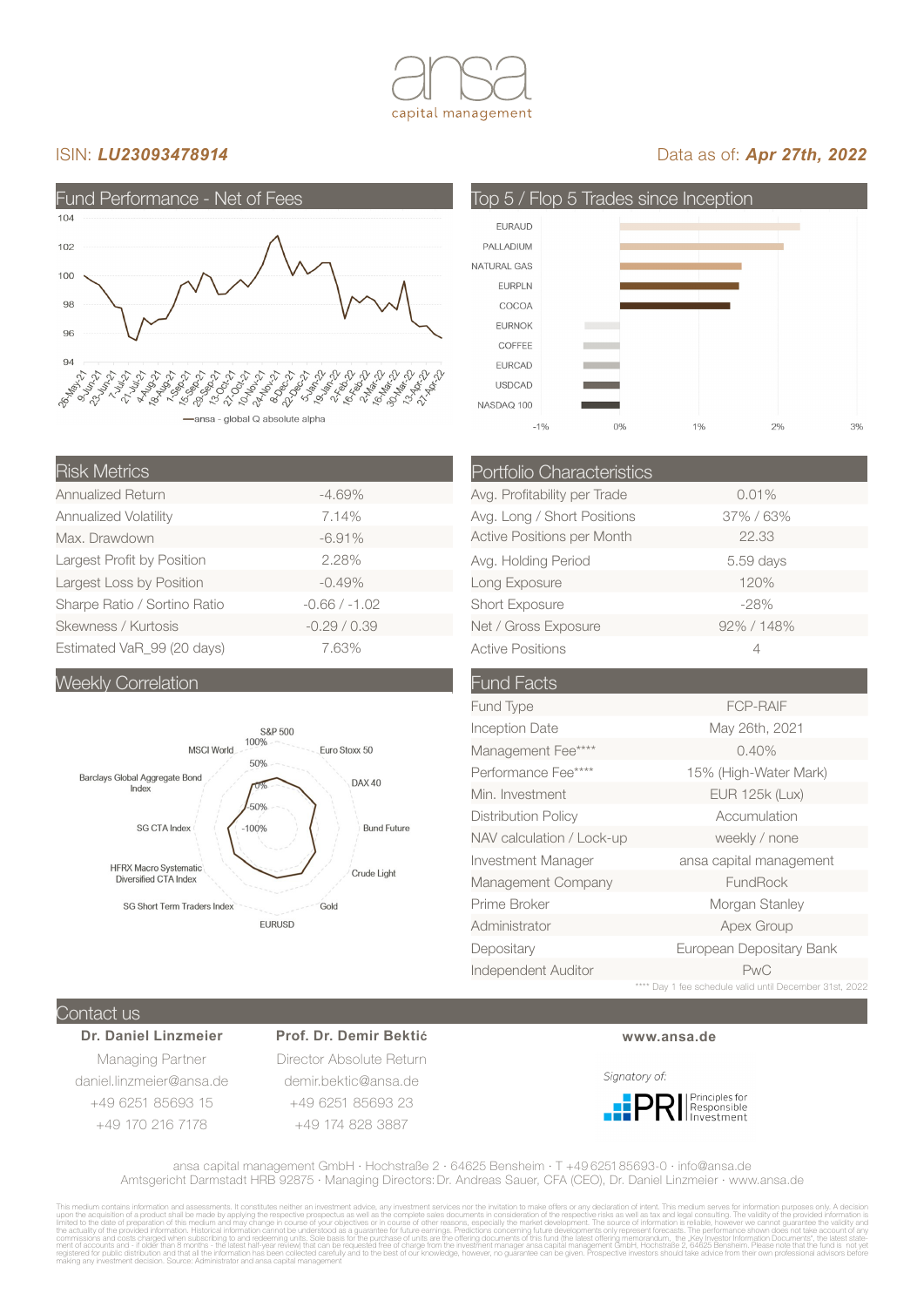ansa capital management

ISIN: ***LU23093478914***

Data as of: ***Apr 27th, 2022***

## Fund Performance - Net of Fees

104
102
100
98
96
94

26-May-21, 9-Jun-21, 23-Jun-21, 7-Jul-21, 21-Jul-21, 4-Aug-21, 18-Aug-21, 1-Sep-21, 15-Sep-21, 29-Sep-21, 13-Oct-21, 27-Oct-21, 10-Nov-21, 24-Nov-21, 8-Dec-21, 22-Dec-21, 5-Jan-22, 19-Jan-22, 2-Feb-22, 16-Feb-22, 2-Mar-22, 16-Mar-22, 30-Mar-22, 13-Apr-22, 27-Apr-22

—ansa - global Q absolute alpha

## Top 5 / Flop 5 Trades since Inception

EURAUD
PALLADIUM
NATURAL GAS
EURPLN
COCOA
EURNOK
COFFEE
EURCAD
USDCAD
NASDAQ 100

-1% 0% 1% 2% 3%

## Risk Metrics

| | |
|---|---|
| Annualized Return | -4.69% |
| Annualized Volatility | 7.14% |
| Max. Drawdown | -6.91% |
| Largest Profit by Position | 2.28% |
| Largest Loss by Position | -0.49% |
| Sharpe Ratio / Sortino Ratio | -0.66 / -1.02 |
| Skewness / Kurtosis | -0.29 / 0.39 |
| Estimated VaR_99 (20 days) | 7.63% |

## Portfolio Characteristics

| | |
|---|---|
| Avg. Profitability per Trade | 0.01% |
| Avg. Long / Short Positions | 37% / 63% |
| Active Positions per Month | 22.33 |
| Avg. Holding Period | 5.59 days |
| Long Exposure | 120% |
| Short Exposure | -28% |
| Net / Gross Exposure | 92% / 148% |
| Active Positions | 4 |

## Weekly Correlation

S&P 500
Euro Stoxx 50
DAX 40
Bund Future
Crude Light
Gold
EURUSD
SG Short Term Traders Index
HFRX Macro Systematic Diversified CTA Index
SG CTA Index
Barclays Global Aggregate Bond Index
MSCI World

100%
50%
0%
-50%
-100%

## Fund Facts

| | |
|---|---|
| Fund Type | FCP-RAIF |
| Inception Date | May 26th, 2021 |
| Management Fee**** | 0.40% |
| Performance Fee**** | 15% (High-Water Mark) |
| Min. Investment | EUR 125k (Lux) |
| Distribution Policy | Accumulation |
| NAV calculation / Lock-up | weekly / none |
| Investment Manager | ansa capital management |
| Management Company | FundRock |
| Prime Broker | Morgan Stanley |
| Administrator | Apex Group |
| Depositary | European Depositary Bank |
| Independent Auditor | PwC |

**** Day 1 fee schedule valid until December 31st, 2022

## Contact us

**Dr. Daniel Linzmeier**
Managing Partner
daniel.linzmeier@ansa.de
+49 6251 85693 15
+49 170 216 7178

**Prof. Dr. Demir Bektić**
Director Absolute Return
demir.bektic@ansa.de
+49 6251 85693 23
+49 174 828 3887

**www.ansa.de**

*Signatory of:*
PRI Principles for Responsible Investment

ansa capital management GmbH · Hochstraße 2 · 64625 Bensheim · T +49 6251 85693-0 · info@ansa.de
Amtsgericht Darmstadt HRB 92875 · Managing Directors: Dr. Andreas Sauer, CFA (CEO), Dr. Daniel Linzmeier · www.ansa.de

This medium contains information and assessments. It constitutes neither an investment advice, any investment services nor the invitation to make offers or any declaration of intent. This medium serves for information purposes only. A decision upon the acquisition of a product shall be made by applying the respective prospectus as well as the complete sales documents in consideration of the respective risks as well as tax and legal consulting. The validity of the provided information is limited to the date of preparation of this medium and may change in course of your objectives or in course of other reasons, especially the market development. The source of information is reliable, however we cannot guarantee the validity and the actuality of the provided information. Historical information cannot be understood as a guarantee for future earnings. Predictions concerning future developments only represent forecasts. The performance shown does not take account of any commissions and costs charged when subscribing to and redeeming units. Sole basis for the purchase of units are the offering documents of this fund (the latest offering memorandum, the „Key Investor Information Documents", the latest statement of accounts and - if older than 8 months - the latest half-year review) that can be requested free of charge from the investment manager ansa capital management GmbH, Hochstraße 2, 64625 Bensheim. Please note that the fund is not yet registered for public distribution and that all the information has been collected carefully and to the best of our knowledge, however, no guarantee can be given. Prospective investors should take advice from their own professional advisors before making any investment decision. Source: Administrator and ansa capital management